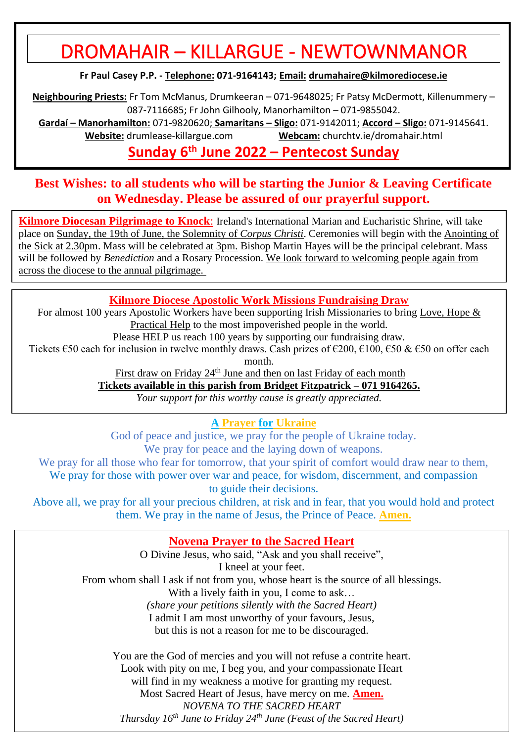# DROMAHAIR – KILLARGUE - NEWTOWNMANOR

**Fr Paul Casey P.P. - Telephone: 071-9164143; Email: drumahaire@kilmorediocese.ie**

**Neighbouring Priests:** Fr Tom McManus, Drumkeeran – 071-9648025; Fr Patsy McDermott, Killenummery – 087-7116685; Fr John Gilhooly, Manorhamilton – 071-9855042.

**Gardaí – Manorhamilton:** 071-9820620; **Samaritans – Sligo:** 071-9142011; **Accord – Sligo:** 071-9145641.

**Website:** drumlease-killargue.com **Webcam:** churchtv.ie/dromahair.html

## Sunday 6th June 2022 – Pentecost Sunday

**Best Wishes: to all students who will be starting the Junior & Leaving Certificate on Wednesday. Please be assured of our prayerful support.**

**Kilmore Diocesan Pilgrimage to Knock**: Ireland's International Marian and Eucharistic Shrine, will take place on Sunday, the 19th of June, the Solemnity of *Corpus Christi*. Ceremonies will begin with the Anointing of the Sick at 2.30pm. Mass will be celebrated at 3pm. Bishop Martin Hayes will be the principal celebrant. Mass will be followed by *Benediction* and a Rosary Procession. We look forward to welcoming people again from across the diocese to the annual pilgrimage.

### Kilmore Diocese Apostolic Work Missions Fundraising Draw

For almost 100 years Apostolic Workers have been supporting Irish Missionaries to bring Love, Hope & Practical Help to the most impoverished people in the world.

Please HELP us reach 100 years by supporting our fundraising draw.

Tickets €50 each for inclusion in twelve monthly draws. Cash prizes of €200, €100, €50 & €50 on offer each month.

First draw on Friday 24th June and then on last Friday of each month

**Tickets available in this parish from Bridget Fitzpatrick – 071 9164265.**

*Your support for this worthy cause is greatly appreciated.*

### A Prayer for Ukraine

God of peace and justice, we pray for the people of Ukraine today.
We pray for peace and the laying down of weapons.
We pray for all those who fear for tomorrow, that your spirit of comfort would draw near to them,
We pray for those with power over war and peace, for wisdom, discernment, and compassion to guide their decisions.
Above all, we pray for all your precious children, at risk and in fear, that you would hold and protect them. We pray in the name of Jesus, the Prince of Peace. **Amen.**

### Novena Prayer to the Sacred Heart

O Divine Jesus, who said, "Ask and you shall receive",
I kneel at your feet.
From whom shall I ask if not from you, whose heart is the source of all blessings.
With a lively faith in you, I come to ask…
*(share your petitions silently with the Sacred Heart)*
I admit I am most unworthy of your favours, Jesus,
but this is not a reason for me to be discouraged.

You are the God of mercies and you will not refuse a contrite heart.
Look with pity on me, I beg you, and your compassionate Heart
will find in my weakness a motive for granting my request.
Most Sacred Heart of Jesus, have mercy on me. **Amen.**

*NOVENA TO THE SACRED HEART*

*Thursday 16th June to Friday 24th June (Feast of the Sacred Heart)*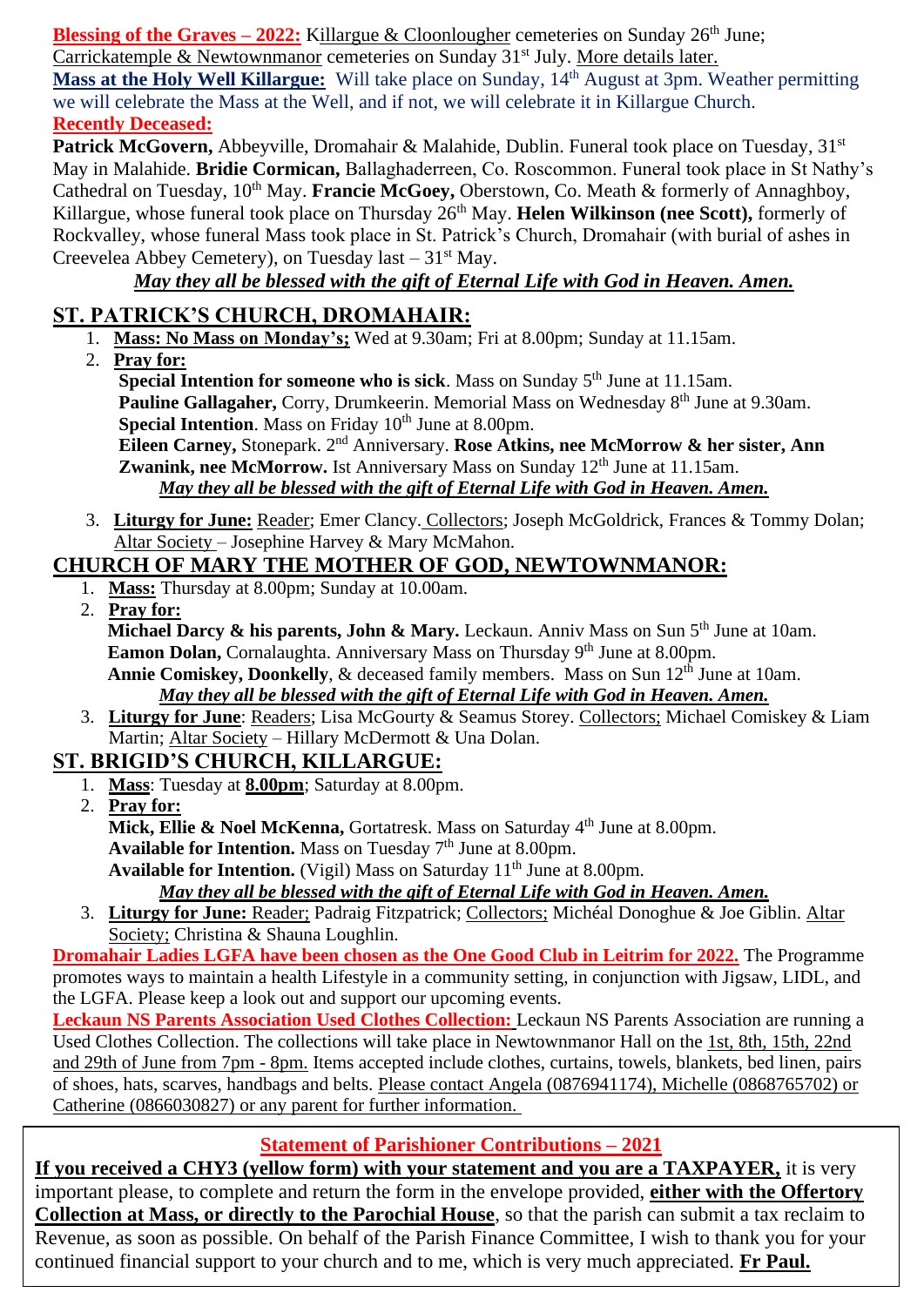**Blessing of the Graves – 2022:** Killargue & Cloonlougher cemeteries on Sunday 26th June; Carrickatemple & Newtownmanor cemeteries on Sunday 31st July. More details later.

**Mass at the Holy Well Killargue:** Will take place on Sunday, 14th August at 3pm. Weather permitting we will celebrate the Mass at the Well, and if not, we will celebrate it in Killargue Church.

**Recently Deceased:**

**Patrick McGovern,** Abbeyville, Dromahair & Malahide, Dublin. Funeral took place on Tuesday, 31st May in Malahide. **Bridie Cormican,** Ballaghaderreen, Co. Roscommon. Funeral took place in St Nathy's Cathedral on Tuesday, 10th May. **Francie McGoey,** Oberstown, Co. Meath & formerly of Annaghboy, Killargue, whose funeral took place on Thursday 26th May. **Helen Wilkinson (nee Scott),** formerly of Rockvalley, whose funeral Mass took place in St. Patrick's Church, Dromahair (with burial of ashes in Creevelea Abbey Cemetery), on Tuesday last – 31st May.

*May they all be blessed with the gift of Eternal Life with God in Heaven. Amen.*

## ST. PATRICK'S CHURCH, DROMAHAIR:

1. **Mass: No Mass on Monday's;** Wed at 9.30am; Fri at 8.00pm; Sunday at 11.15am.
2. **Pray for:**
   **Special Intention for someone who is sick**. Mass on Sunday 5th June at 11.15am.
   **Pauline Gallagaher,** Corry, Drumkeerin. Memorial Mass on Wednesday 8th June at 9.30am.
   **Special Intention**. Mass on Friday 10th June at 8.00pm.
   **Eileen Carney,** Stonepark. 2nd Anniversary. **Rose Atkins, nee McMorrow & her sister, Ann Zwanink, nee McMorrow.** Ist Anniversary Mass on Sunday 12th June at 11.15am.
   *May they all be blessed with the gift of Eternal Life with God in Heaven. Amen.*
3. **Liturgy for June:** Reader; Emer Clancy. Collectors; Joseph McGoldrick, Frances & Tommy Dolan; Altar Society – Josephine Harvey & Mary McMahon.

## CHURCH OF MARY THE MOTHER OF GOD, NEWTOWNMANOR:

1. **Mass:** Thursday at 8.00pm; Sunday at 10.00am.
2. **Pray for:**
   **Michael Darcy & his parents, John & Mary.** Leckaun. Anniv Mass on Sun 5th June at 10am.
   **Eamon Dolan,** Cornalaughta. Anniversary Mass on Thursday 9th June at 8.00pm.
   **Annie Comiskey, Doonkelly**, & deceased family members. Mass on Sun 12th June at 10am.
   *May they all be blessed with the gift of Eternal Life with God in Heaven. Amen.*
3. **Liturgy for June**: Readers; Lisa McGourty & Seamus Storey. Collectors; Michael Comiskey & Liam Martin; Altar Society – Hillary McDermott & Una Dolan.

## ST. BRIGID'S CHURCH, KILLARGUE:

1. **Mass**: Tuesday at **8.00pm**; Saturday at 8.00pm.
2. **Pray for:**
   **Mick, Ellie & Noel McKenna,** Gortatresk. Mass on Saturday 4th June at 8.00pm.
   **Available for Intention.** Mass on Tuesday 7th June at 8.00pm.
   **Available for Intention.** (Vigil) Mass on Saturday 11th June at 8.00pm.
   *May they all be blessed with the gift of Eternal Life with God in Heaven. Amen.*
3. **Liturgy for June:** Reader; Padraig Fitzpatrick; Collectors; Michéal Donoghue & Joe Giblin. Altar Society; Christina & Shauna Loughlin.

**Dromahair Ladies LGFA have been chosen as the One Good Club in Leitrim for 2022.** The Programme promotes ways to maintain a health Lifestyle in a community setting, in conjunction with Jigsaw, LIDL, and the LGFA. Please keep a look out and support our upcoming events.

**Leckaun NS Parents Association Used Clothes Collection:** Leckaun NS Parents Association are running a Used Clothes Collection. The collections will take place in Newtownmanor Hall on the 1st, 8th, 15th, 22nd and 29th of June from 7pm - 8pm. Items accepted include clothes, curtains, towels, blankets, bed linen, pairs of shoes, hats, scarves, handbags and belts. Please contact Angela (0876941174), Michelle (0868765702) or Catherine (0866030827) or any parent for further information.

**Statement of Parishioner Contributions – 2021**

**If you received a CHY3 (yellow form) with your statement and you are a TAXPAYER,** it is very important please, to complete and return the form in the envelope provided, **either with the Offertory Collection at Mass, or directly to the Parochial House**, so that the parish can submit a tax reclaim to Revenue, as soon as possible. On behalf of the Parish Finance Committee, I wish to thank you for your continued financial support to your church and to me, which is very much appreciated. **Fr Paul.**